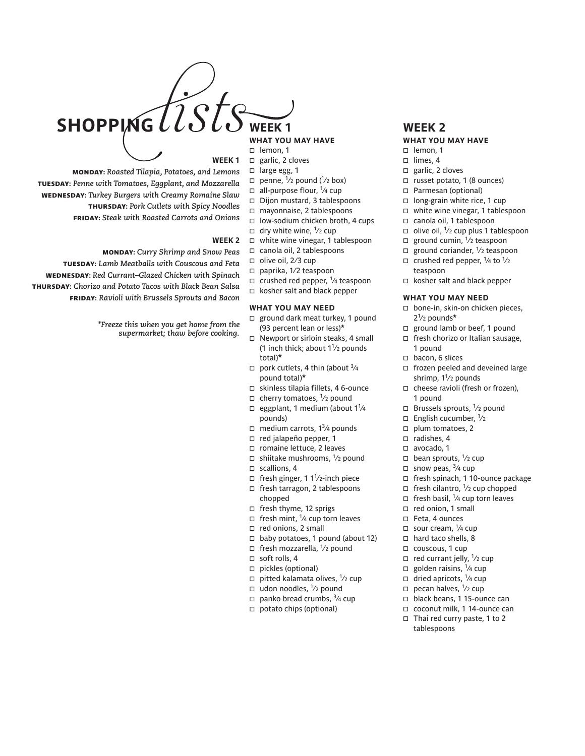# SHOPPING *lists*

### WEEK 1

**MONDAY:** *Roasted Tilapia, Potatoes, and Lemons*
**TUESDAY:** *Penne with Tomatoes, Eggplant, and Mozzarella*
**WEDNESDAY:** *Turkey Burgers with Creamy Romaine Slaw*
**THURSDAY:** *Pork Cutlets with Spicy Noodles*
**FRIDAY:** *Steak with Roasted Carrots and Onions*

### WEEK 2

**MONDAY:** *Curry Shrimp and Snow Peas*
**TUESDAY:** *Lamb Meatballs with Couscous and Feta*
**WEDNESDAY:** *Red Currant–Glazed Chicken with Spinach*
**THURSDAY:** *Chorizo and Potato Tacos with Black Bean Salsa*
**FRIDAY:** *Ravioli with Brussels Sprouts and Bacon*

*\*Freeze this when you get home from the supermarket; thaw before cooking.*

## WEEK 1

### WHAT YOU MAY HAVE

- ☐ lemon, 1
- ☐ garlic, 2 cloves
- ☐ large egg, 1
- ☐ penne, ½ pound (½ box)
- ☐ all-purpose flour, ¼ cup
- ☐ Dijon mustard, 3 tablespoons
- ☐ mayonnaise, 2 tablespoons
- ☐ low-sodium chicken broth, 4 cups
- ☐ dry white wine, ½ cup
- ☐ white wine vinegar, 1 tablespoon
- ☐ canola oil, 2 tablespoons
- ☐ olive oil, 2⁄3 cup
- ☐ paprika, 1⁄2 teaspoon
- ☐ crushed red pepper, ¼ teaspoon
- ☐ kosher salt and black pepper

### WHAT YOU MAY NEED

- ☐ ground dark meat turkey, 1 pound (93 percent lean or less)*
- ☐ Newport or sirloin steaks, 4 small (1 inch thick; about 1½ pounds total)*
- ☐ pork cutlets, 4 thin (about ¾ pound total)*
- ☐ skinless tilapia fillets, 4 6-ounce
- ☐ cherry tomatoes, ½ pound
- ☐ eggplant, 1 medium (about 1¼ pounds)
- ☐ medium carrots, 1¾ pounds
- ☐ red jalapeño pepper, 1
- ☐ romaine lettuce, 2 leaves
- ☐ shiitake mushrooms, ½ pound
- ☐ scallions, 4
- ☐ fresh ginger, 1 1½-inch piece
- ☐ fresh tarragon, 2 tablespoons chopped
- ☐ fresh thyme, 12 sprigs
- ☐ fresh mint, ¼ cup torn leaves
- ☐ red onions, 2 small
- ☐ baby potatoes, 1 pound (about 12)
- ☐ fresh mozzarella, ½ pound
- ☐ soft rolls, 4
- ☐ pickles (optional)
- ☐ pitted kalamata olives, ½ cup
- ☐ udon noodles, ½ pound
- ☐ panko bread crumbs, ¾ cup
- ☐ potato chips (optional)

## WEEK 2

### WHAT YOU MAY HAVE

- ☐ lemon, 1
- ☐ limes, 4
- ☐ garlic, 2 cloves
- ☐ russet potato, 1 (8 ounces)
- ☐ Parmesan (optional)
- ☐ long-grain white rice, 1 cup
- ☐ white wine vinegar, 1 tablespoon
- ☐ canola oil, 1 tablespoon
- ☐ olive oil, ½ cup plus 1 tablespoon
- ☐ ground cumin, ½ teaspoon
- ☐ ground coriander, ½ teaspoon
- ☐ crushed red pepper, ¼ to ½ teaspoon
- ☐ kosher salt and black pepper

### WHAT YOU MAY NEED

- ☐ bone-in, skin-on chicken pieces, 2½ pounds*
- ☐ ground lamb or beef, 1 pound
- ☐ fresh chorizo or Italian sausage, 1 pound
- ☐ bacon, 6 slices
- ☐ frozen peeled and deveined large shrimp, 1½ pounds
- ☐ cheese ravioli (fresh or frozen), 1 pound
- ☐ Brussels sprouts, ½ pound
- ☐ English cucumber, ½
- ☐ plum tomatoes, 2
- ☐ radishes, 4
- ☐ avocado, 1
- ☐ bean sprouts, ½ cup
- ☐ snow peas, ¾ cup
- ☐ fresh spinach, 1 10-ounce package
- ☐ fresh cilantro, ½ cup chopped
- ☐ fresh basil, ¼ cup torn leaves
- ☐ red onion, 1 small
- ☐ Feta, 4 ounces
- ☐ sour cream, ¼ cup
- ☐ hard taco shells, 8
- ☐ couscous, 1 cup
- ☐ red currant jelly, ½ cup
- ☐ golden raisins, ¼ cup
- ☐ dried apricots, ¼ cup
- ☐ pecan halves, ½ cup
- ☐ black beans, 1 15-ounce can
- ☐ coconut milk, 1 14-ounce can
- ☐ Thai red curry paste, 1 to 2 tablespoons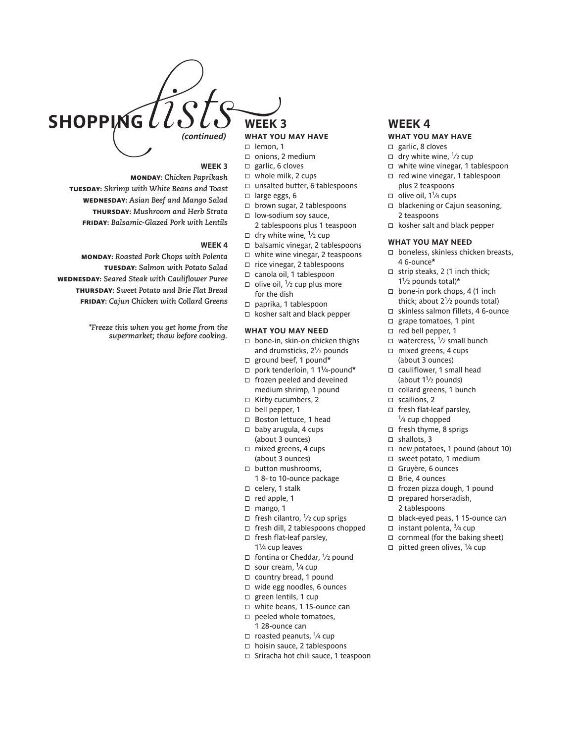# SHOPPING *lists* *(continued)*

**WEEK 3**

**MONDAY:** *Chicken Paprikash*
**TUESDAY:** *Shrimp with White Beans and Toast*
**WEDNESDAY:** *Asian Beef and Mango Salad*
**THURSDAY:** *Mushroom and Herb Strata*
**FRIDAY:** *Balsamic-Glazed Pork with Lentils*

**WEEK 4**

**MONDAY:** *Roasted Pork Chops with Polenta*
**TUESDAY:** *Salmon with Potato Salad*
**WEDNESDAY:** *Seared Steak with Cauliflower Puree*
**THURSDAY:** *Sweet Potato and Brie Flat Bread*
**FRIDAY:** *Cajun Chicken with Collard Greens*

*\*Freeze this when you get home from the supermarket; thaw before cooking.*

## WEEK 3

### WHAT YOU MAY HAVE

- ☐ lemon, 1
- ☐ onions, 2 medium
- ☐ garlic, 6 cloves
- ☐ whole milk, 2 cups
- ☐ unsalted butter, 6 tablespoons
- ☐ large eggs, 6
- ☐ brown sugar, 2 tablespoons
- ☐ low-sodium soy sauce, 2 tablespoons plus 1 teaspoon
- ☐ dry white wine, ½ cup
- ☐ balsamic vinegar, 2 tablespoons
- ☐ white wine vinegar, 2 teaspoons
- ☐ rice vinegar, 2 tablespoons
- ☐ canola oil, 1 tablespoon
- ☐ olive oil, ½ cup plus more for the dish
- ☐ paprika, 1 tablespoon
- ☐ kosher salt and black pepper

### WHAT YOU MAY NEED

- ☐ bone-in, skin-on chicken thighs and drumsticks, 2½ pounds
- ☐ ground beef, 1 pound*
- ☐ pork tenderloin, 1 1¼-pound*
- ☐ frozen peeled and deveined medium shrimp, 1 pound
- ☐ Kirby cucumbers, 2
- ☐ bell pepper, 1
- ☐ Boston lettuce, 1 head
- ☐ baby arugula, 4 cups (about 3 ounces)
- ☐ mixed greens, 4 cups (about 3 ounces)
- ☐ button mushrooms, 1 8- to 10-ounce package
- ☐ celery, 1 stalk
- ☐ red apple, 1
- ☐ mango, 1
- ☐ fresh cilantro, ½ cup sprigs
- ☐ fresh dill, 2 tablespoons chopped
- ☐ fresh flat-leaf parsley, 1¼ cup leaves
- ☐ fontina or Cheddar, ½ pound
- ☐ sour cream, ¼ cup
- ☐ country bread, 1 pound
- ☐ wide egg noodles, 6 ounces
- ☐ green lentils, 1 cup
- ☐ white beans, 1 15-ounce can
- ☐ peeled whole tomatoes, 1 28-ounce can
- ☐ roasted peanuts, ¼ cup
- ☐ hoisin sauce, 2 tablespoons
- ☐ Sriracha hot chili sauce, 1 teaspoon

## WEEK 4

### WHAT YOU MAY HAVE

- ☐ garlic, 8 cloves
- ☐ dry white wine, ½ cup
- ☐ white wine vinegar, 1 tablespoon
- ☐ red wine vinegar, 1 tablespoon plus 2 teaspoons
- ☐ olive oil, 1¼ cups
- ☐ blackening or Cajun seasoning, 2 teaspoons
- ☐ kosher salt and black pepper

### WHAT YOU MAY NEED

- ☐ boneless, skinless chicken breasts, 4 6-ounce*
- ☐ strip steaks, 2 (1 inch thick; 1½ pounds total)*
- ☐ bone-in pork chops, 4 (1 inch thick; about 2½ pounds total)
- ☐ skinless salmon fillets, 4 6-ounce
- ☐ grape tomatoes, 1 pint
- ☐ red bell pepper, 1
- ☐ watercress, ½ small bunch
- ☐ mixed greens, 4 cups (about 3 ounces)
- ☐ cauliflower, 1 small head (about 1½ pounds)
- ☐ collard greens, 1 bunch
- ☐ scallions, 2
- ☐ fresh flat-leaf parsley, ¼ cup chopped
- ☐ fresh thyme, 8 sprigs
- ☐ shallots, 3
- ☐ new potatoes, 1 pound (about 10)
- ☐ sweet potato, 1 medium
- ☐ Gruyère, 6 ounces
- ☐ Brie, 4 ounces
- ☐ frozen pizza dough, 1 pound
- ☐ prepared horseradish, 2 tablespoons
- ☐ black-eyed peas, 1 15-ounce can
- ☐ instant polenta, ¾ cup
- ☐ cornmeal (for the baking sheet)
- ☐ pitted green olives, ¼ cup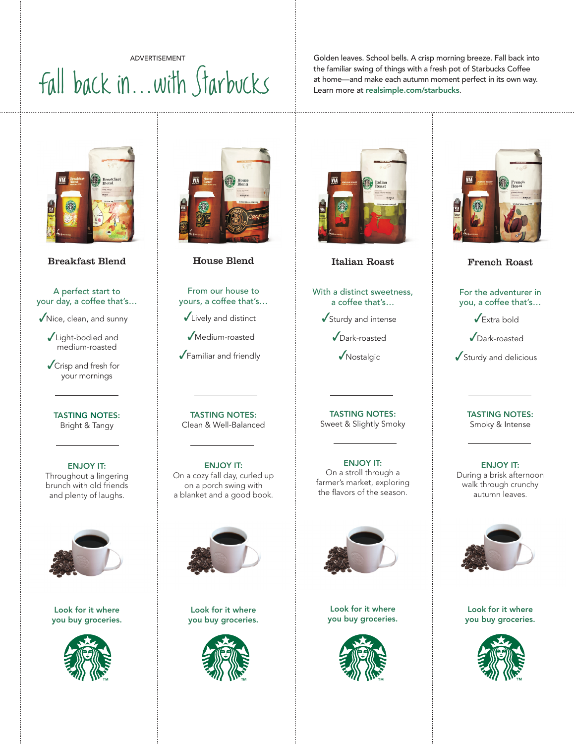ADVERTISEMENT

# fall back in...with Starbucks

Golden leaves. School bells. A crisp morning breeze. Fall back into the familiar swing of things with a fresh pot of Starbucks Coffee at home—and make each autumn moment perfect in its own way. Learn more at realsimple.com/starbucks.

## Breakfast Blend

A perfect start to your day, a coffee that's…

- ✓Nice, clean, and sunny
- ✓Light-bodied and medium-roasted
- ✓Crisp and fresh for your mornings

**TASTING NOTES:**
Bright & Tangy

**ENJOY IT:**
Throughout a lingering brunch with old friends and plenty of laughs.

Look for it where you buy groceries.

## House Blend

From our house to yours, a coffee that's…

- ✓Lively and distinct
- ✓Medium-roasted
- ✓Familiar and friendly

**TASTING NOTES:**
Clean & Well-Balanced

**ENJOY IT:**
On a cozy fall day, curled up on a porch swing with a blanket and a good book.

Look for it where you buy groceries.

## Italian Roast

With a distinct sweetness, a coffee that's…

- ✓Sturdy and intense
- ✓Dark-roasted
- ✓Nostalgic

**TASTING NOTES:**
Sweet & Slightly Smoky

**ENJOY IT:**
On a stroll through a farmer's market, exploring the flavors of the season.

Look for it where you buy groceries.

## French Roast

For the adventurer in you, a coffee that's…

- ✓Extra bold
- ✓Dark-roasted
- ✓Sturdy and delicious

**TASTING NOTES:**
Smoky & Intense

**ENJOY IT:**
During a brisk afternoon walk through crunchy autumn leaves.

Look for it where you buy groceries.